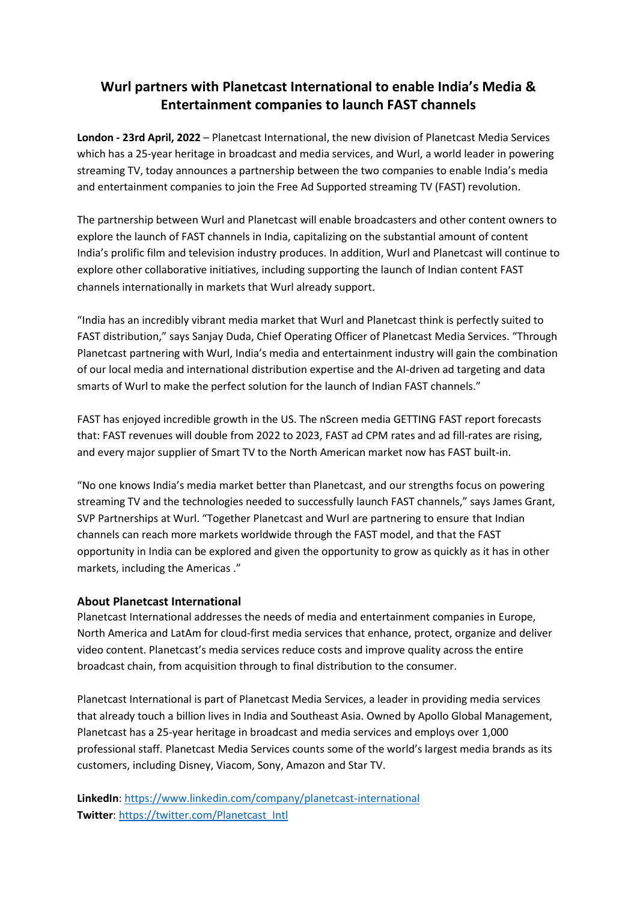# Wurl partners with Planetcast International to enable India's Media & Entertainment companies to launch FAST channels

**London - 23rd April, 2022** – Planetcast International, the new division of Planetcast Media Services which has a 25-year heritage in broadcast and media services, and Wurl, a world leader in powering streaming TV, today announces a partnership between the two companies to enable India's media and entertainment companies to join the Free Ad Supported streaming TV (FAST) revolution.

The partnership between Wurl and Planetcast will enable broadcasters and other content owners to explore the launch of FAST channels in India, capitalizing on the substantial amount of content India's prolific film and television industry produces. In addition, Wurl and Planetcast will continue to explore other collaborative initiatives, including supporting the launch of Indian content FAST channels internationally in markets that Wurl already support.

"India has an incredibly vibrant media market that Wurl and Planetcast think is perfectly suited to FAST distribution," says Sanjay Duda, Chief Operating Officer of Planetcast Media Services. "Through Planetcast partnering with Wurl, India's media and entertainment industry will gain the combination of our local media and international distribution expertise and the AI-driven ad targeting and data smarts of Wurl to make the perfect solution for the launch of Indian FAST channels."

FAST has enjoyed incredible growth in the US. The nScreen media GETTING FAST report forecasts that: FAST revenues will double from 2022 to 2023, FAST ad CPM rates and ad fill-rates are rising, and every major supplier of Smart TV to the North American market now has FAST built-in.

"No one knows India's media market better than Planetcast, and our strengths focus on powering streaming TV and the technologies needed to successfully launch FAST channels," says James Grant, SVP Partnerships at Wurl. "Together Planetcast and Wurl are partnering to ensure that Indian channels can reach more markets worldwide through the FAST model, and that the FAST opportunity in India can be explored and given the opportunity to grow as quickly as it has in other markets, including the Americas ."

## About Planetcast International

Planetcast International addresses the needs of media and entertainment companies in Europe, North America and LatAm for cloud-first media services that enhance, protect, organize and deliver video content. Planetcast's media services reduce costs and improve quality across the entire broadcast chain, from acquisition through to final distribution to the consumer.

Planetcast International is part of Planetcast Media Services, a leader in providing media services that already touch a billion lives in India and Southeast Asia. Owned by Apollo Global Management, Planetcast has a 25-year heritage in broadcast and media services and employs over 1,000 professional staff. Planetcast Media Services counts some of the world's largest media brands as its customers, including Disney, Viacom, Sony, Amazon and Star TV.

**LinkedIn**: https://www.linkedin.com/company/planetcast-international
**Twitter**: https://twitter.com/Planetcast_Intl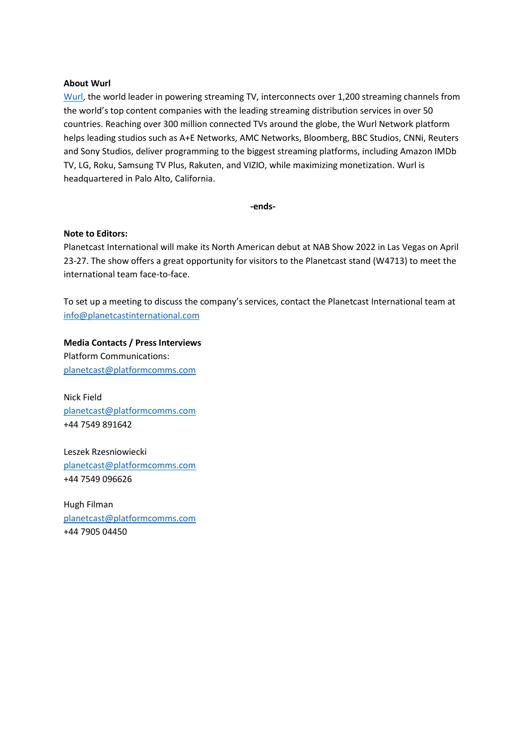**About Wurl**

[Wurl](https://www.wurl.com), the world leader in powering streaming TV, interconnects over 1,200 streaming channels from the world's top content companies with the leading streaming distribution services in over 50 countries. Reaching over 300 million connected TVs around the globe, the Wurl Network platform helps leading studios such as A+E Networks, AMC Networks, Bloomberg, BBC Studios, CNNi, Reuters and Sony Studios, deliver programming to the biggest streaming platforms, including Amazon IMDb TV, LG, Roku, Samsung TV Plus, Rakuten, and VIZIO, while maximizing monetization. Wurl is headquartered in Palo Alto, California.

**-ends-**

**Note to Editors:**

Planetcast International will make its North American debut at NAB Show 2022 in Las Vegas on April 23-27. The show offers a great opportunity for visitors to the Planetcast stand (W4713) to meet the international team face-to-face.

To set up a meeting to discuss the company's services, contact the Planetcast International team at info@planetcastinternational.com

**Media Contacts / Press Interviews**

Platform Communications:
planetcast@platformcomms.com

Nick Field
planetcast@platformcomms.com
+44 7549 891642

Leszek Rzesniowiecki
planetcast@platformcomms.com
+44 7549 096626

Hugh Filman
planetcast@platformcomms.com
+44 7905 04450